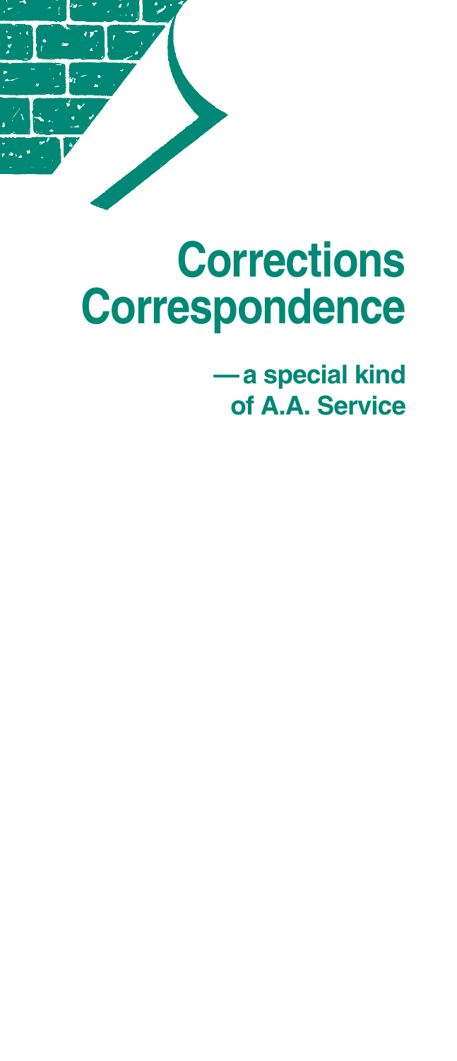# Corrections Correspondence

**—a special kind of A.A. Service**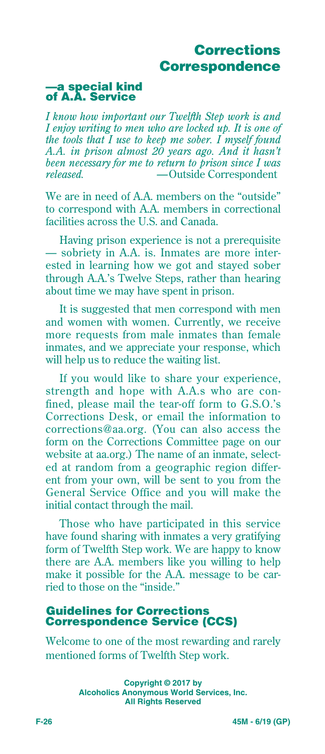# Corrections Correspondence

## —a special kind of A.A. Service

*I know how important our Twelfth Step work is and I enjoy writing to men who are locked up. It is one of the tools that I use to keep me sober. I myself found A.A. in prison almost 20 years ago. And it hasn't been necessary for me to return to prison since I was released.* —Outside Correspondent

We are in need of A.A. members on the "outside" to correspond with A.A. members in correctional facilities across the U.S. and Canada.

Having prison experience is not a prerequisite — sobriety in A.A. is. Inmates are more interested in learning how we got and stayed sober through A.A.'s Twelve Steps, rather than hearing about time we may have spent in prison.

It is suggested that men correspond with men and women with women. Currently, we receive more requests from male inmates than female inmates, and we appreciate your response, which will help us to reduce the waiting list.

If you would like to share your experience, strength and hope with A.A.s who are confined, please mail the tear-off form to G.S.O.'s Corrections Desk, or email the information to corrections@aa.org. (You can also access the form on the Corrections Committee page on our website at aa.org.) The name of an inmate, selected at random from a geographic region different from your own, will be sent to you from the General Service Office and you will make the initial contact through the mail.

Those who have participated in this service have found sharing with inmates a very gratifying form of Twelfth Step work. We are happy to know there are A.A. members like you willing to help make it possible for the A.A. message to be carried to those on the "inside."

## Guidelines for Corrections Correspondence Service (CCS)

Welcome to one of the most rewarding and rarely mentioned forms of Twelfth Step work.

**Copyright © 2017 by Alcoholics Anonymous World Services, Inc. All Rights Reserved**

F-26 45M - 6/19 (GP)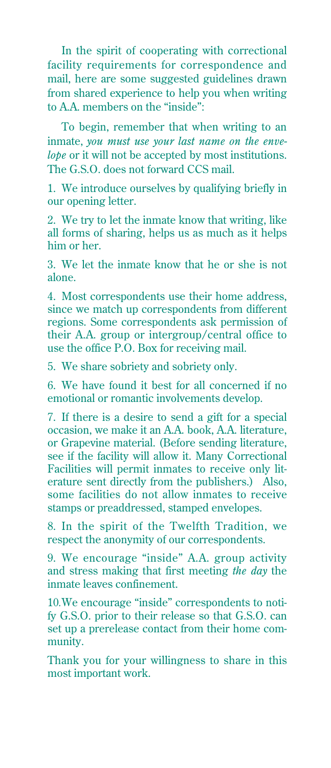In the spirit of cooperating with correctional facility requirements for correspondence and mail, here are some suggested guidelines drawn from shared experience to help you when writing to A.A. members on the "inside":

To begin, remember that when writing to an inmate, *you must use your last name on the envelope* or it will not be accepted by most institutions. The G.S.O. does not forward CCS mail.

1. We introduce ourselves by qualifying briefly in our opening letter.

2. We try to let the inmate know that writing, like all forms of sharing, helps us as much as it helps him or her.

3. We let the inmate know that he or she is not alone.

4. Most correspondents use their home address, since we match up correspondents from different regions. Some correspondents ask permission of their A.A. group or intergroup/central office to use the office P.O. Box for receiving mail.

5. We share sobriety and sobriety only.

6. We have found it best for all concerned if no emotional or romantic involvements develop.

7. If there is a desire to send a gift for a special occasion, we make it an A.A. book, A.A. literature, or Grapevine material. (Before sending literature, see if the facility will allow it. Many Correctional Facilities will permit inmates to receive only literature sent directly from the publishers.) Also, some facilities do not allow inmates to receive stamps or preaddressed, stamped envelopes.

8. In the spirit of the Twelfth Tradition, we respect the anonymity of our correspondents.

9. We encourage "inside" A.A. group activity and stress making that first meeting *the day* the inmate leaves confinement.

10. We encourage "inside" correspondents to notify G.S.O. prior to their release so that G.S.O. can set up a prerelease contact from their home community.

Thank you for your willingness to share in this most important work.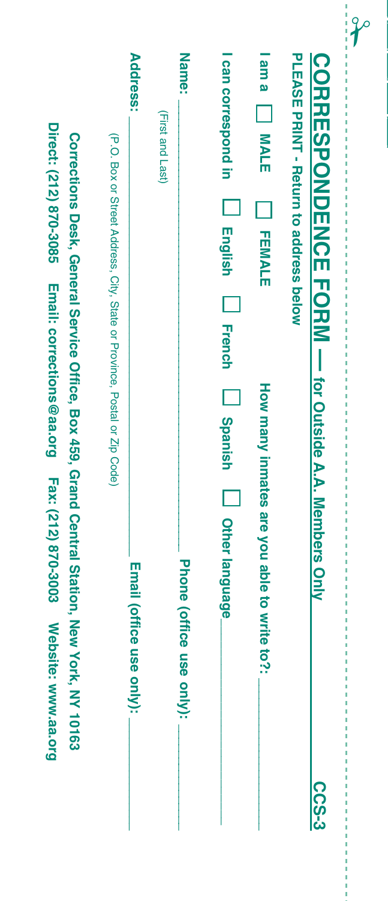# CORRESPONDENCE FORM — for Outside A.A. Members Only

**CCS-3**

**PLEASE PRINT - Return to address below**

**I am a** ☐ **MALE** ☐ **FEMALE** **How many inmates are you able to write to?:** ____________

**I can correspond in** ☐ **English** ☐ **French** ☐ **Spanish** ☐ **Other language** ____________

**Name:** ______________________________ **Phone (office use only):** ____________

(First and Last)

**Address:** ______________________________ **Email (office use only):** ____________

(P.O. Box or Street Address, City, State or Province, Postal or Zip Code)

**Corrections Desk, General Service Office, Box 459, Grand Central Station, New York, NY 10163**

**Direct: (212) 870-3085 Email: corrections@aa.org Fax: (212) 870-3003 Website: www.aa.org**